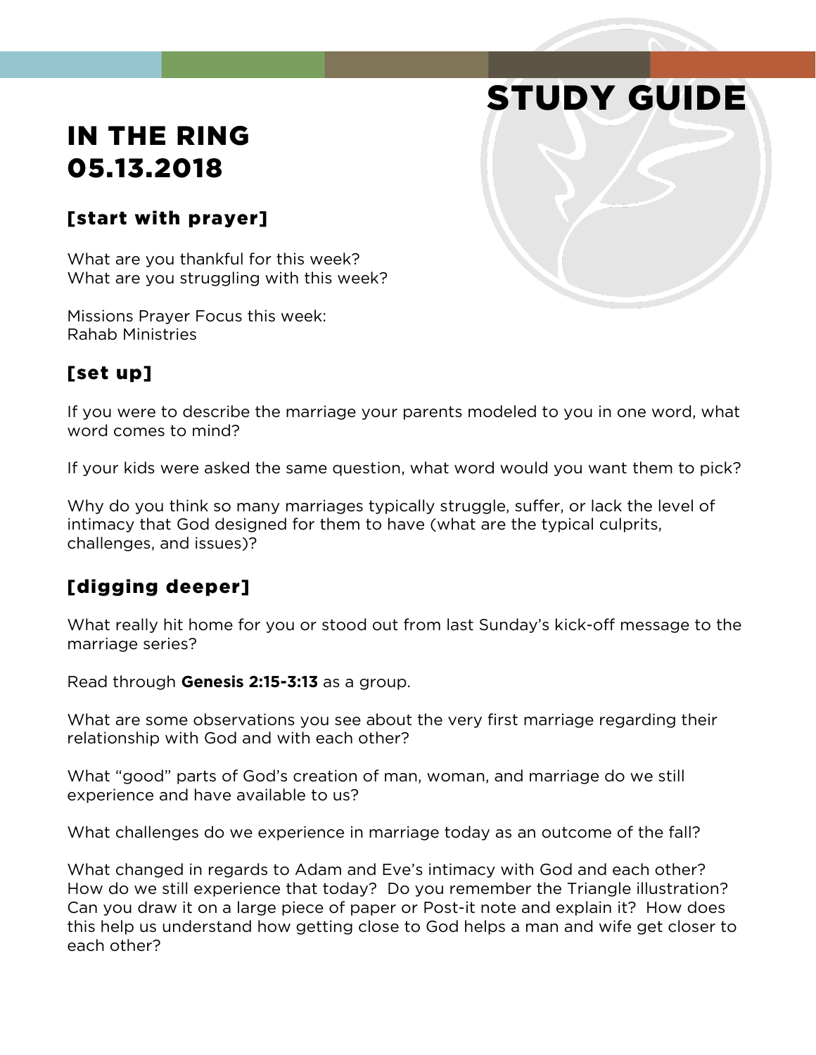# STUDY GUIDE

## IN THE RING
## 05.13.2018

### [start with prayer]

What are you thankful for this week?
What are you struggling with this week?

Missions Prayer Focus this week:
Rahab Ministries

### [set up]

If you were to describe the marriage your parents modeled to you in one word, what word comes to mind?

If your kids were asked the same question, what word would you want them to pick?

Why do you think so many marriages typically struggle, suffer, or lack the level of intimacy that God designed for them to have (what are the typical culprits, challenges, and issues)?

### [digging deeper]

What really hit home for you or stood out from last Sunday's kick-off message to the marriage series?

Read through **Genesis 2:15-3:13** as a group.

What are some observations you see about the very first marriage regarding their relationship with God and with each other?

What "good" parts of God's creation of man, woman, and marriage do we still experience and have available to us?

What challenges do we experience in marriage today as an outcome of the fall?

What changed in regards to Adam and Eve's intimacy with God and each other? How do we still experience that today? Do you remember the Triangle illustration? Can you draw it on a large piece of paper or Post-it note and explain it? How does this help us understand how getting close to God helps a man and wife get closer to each other?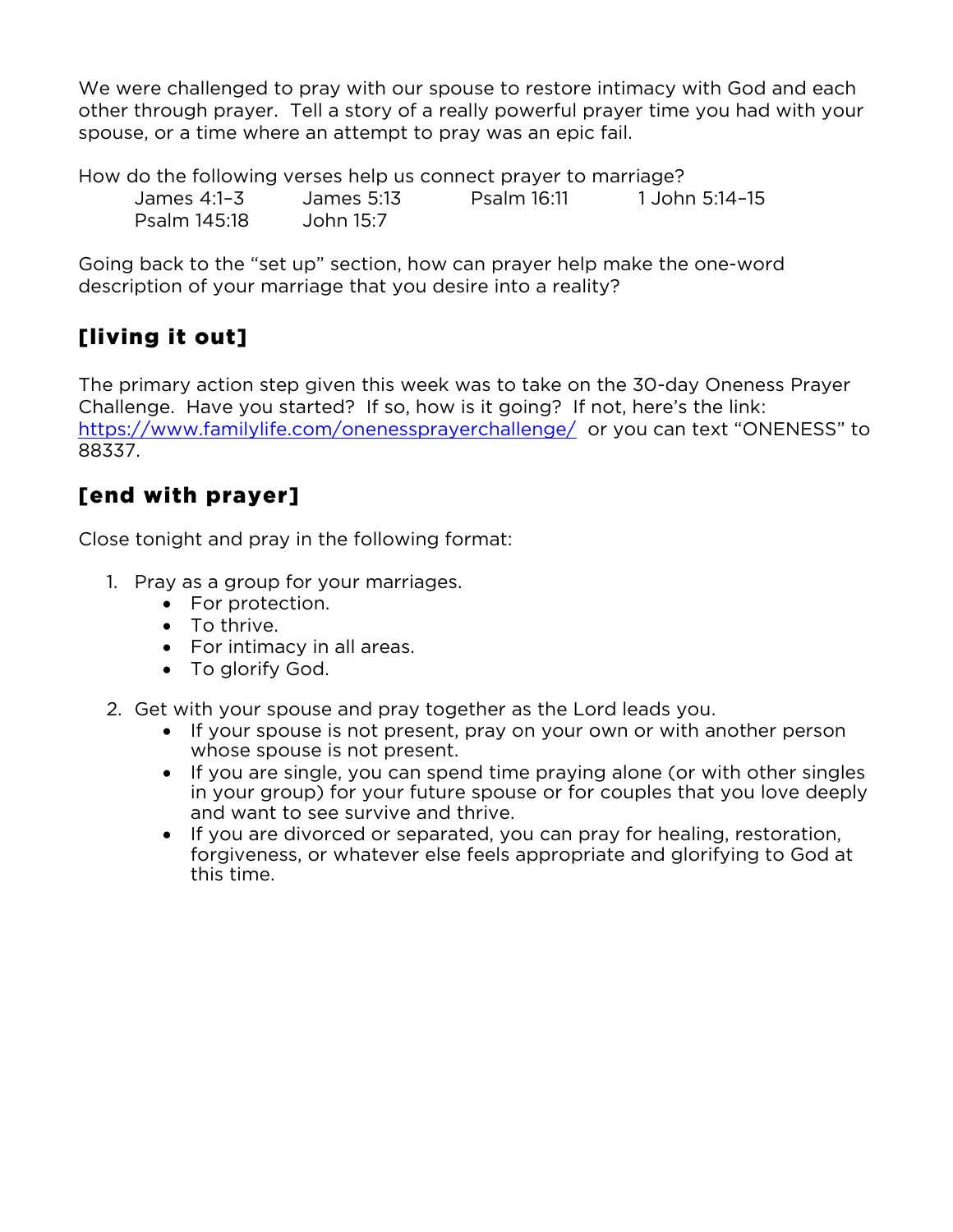We were challenged to pray with our spouse to restore intimacy with God and each other through prayer. Tell a story of a really powerful prayer time you had with your spouse, or a time where an attempt to pray was an epic fail.

How do the following verses help us connect prayer to marriage?

| | | | |
|---|---|---|---|
| James 4:1–3 | James 5:13 | Psalm 16:11 | 1 John 5:14–15 |
| Psalm 145:18 | John 15:7 | | |

Going back to the "set up" section, how can prayer help make the one-word description of your marriage that you desire into a reality?

## [living it out]

The primary action step given this week was to take on the 30-day Oneness Prayer Challenge. Have you started? If so, how is it going? If not, here's the link: [https://www.familylife.com/onenessprayerchallenge/](https://www.familylife.com/onenessprayerchallenge/) or you can text "ONENESS" to 88337.

## [end with prayer]

Close tonight and pray in the following format:

1. Pray as a group for your marriages.
   - For protection.
   - To thrive.
   - For intimacy in all areas.
   - To glorify God.

2. Get with your spouse and pray together as the Lord leads you.
   - If your spouse is not present, pray on your own or with another person whose spouse is not present.
   - If you are single, you can spend time praying alone (or with other singles in your group) for your future spouse or for couples that you love deeply and want to see survive and thrive.
   - If you are divorced or separated, you can pray for healing, restoration, forgiveness, or whatever else feels appropriate and glorifying to God at this time.